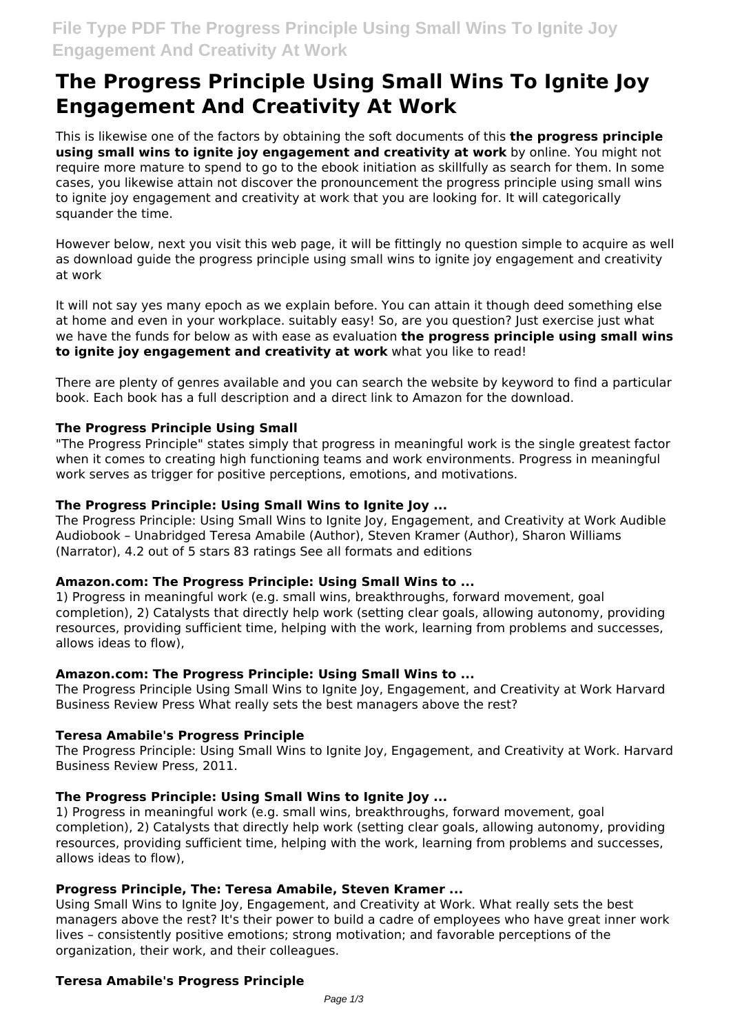# The Progress Principle Using Small Wins To Ignite Joy Engagement And Creativity At Work

This is likewise one of the factors by obtaining the soft documents of this **the progress principle using small wins to ignite joy engagement and creativity at work** by online. You might not require more mature to spend to go to the ebook initiation as skillfully as search for them. In some cases, you likewise attain not discover the pronouncement the progress principle using small wins to ignite joy engagement and creativity at work that you are looking for. It will categorically squander the time.

However below, next you visit this web page, it will be fittingly no question simple to acquire as well as download guide the progress principle using small wins to ignite joy engagement and creativity at work

It will not say yes many epoch as we explain before. You can attain it though deed something else at home and even in your workplace. suitably easy! So, are you question? Just exercise just what we have the funds for below as with ease as evaluation **the progress principle using small wins to ignite joy engagement and creativity at work** what you like to read!

There are plenty of genres available and you can search the website by keyword to find a particular book. Each book has a full description and a direct link to Amazon for the download.

### The Progress Principle Using Small

"The Progress Principle" states simply that progress in meaningful work is the single greatest factor when it comes to creating high functioning teams and work environments. Progress in meaningful work serves as trigger for positive perceptions, emotions, and motivations.

### The Progress Principle: Using Small Wins to Ignite Joy ...

The Progress Principle: Using Small Wins to Ignite Joy, Engagement, and Creativity at Work Audible Audiobook – Unabridged Teresa Amabile (Author), Steven Kramer (Author), Sharon Williams (Narrator), 4.2 out of 5 stars 83 ratings See all formats and editions

### Amazon.com: The Progress Principle: Using Small Wins to ...

1) Progress in meaningful work (e.g. small wins, breakthroughs, forward movement, goal completion), 2) Catalysts that directly help work (setting clear goals, allowing autonomy, providing resources, providing sufficient time, helping with the work, learning from problems and successes, allows ideas to flow),

### Amazon.com: The Progress Principle: Using Small Wins to ...

The Progress Principle Using Small Wins to Ignite Joy, Engagement, and Creativity at Work Harvard Business Review Press What really sets the best managers above the rest?

### Teresa Amabile's Progress Principle

The Progress Principle: Using Small Wins to Ignite Joy, Engagement, and Creativity at Work. Harvard Business Review Press, 2011.

### The Progress Principle: Using Small Wins to Ignite Joy ...

1) Progress in meaningful work (e.g. small wins, breakthroughs, forward movement, goal completion), 2) Catalysts that directly help work (setting clear goals, allowing autonomy, providing resources, providing sufficient time, helping with the work, learning from problems and successes, allows ideas to flow),

### Progress Principle, The: Teresa Amabile, Steven Kramer ...

Using Small Wins to Ignite Joy, Engagement, and Creativity at Work. What really sets the best managers above the rest? It's their power to build a cadre of employees who have great inner work lives – consistently positive emotions; strong motivation; and favorable perceptions of the organization, their work, and their colleagues.

### Teresa Amabile's Progress Principle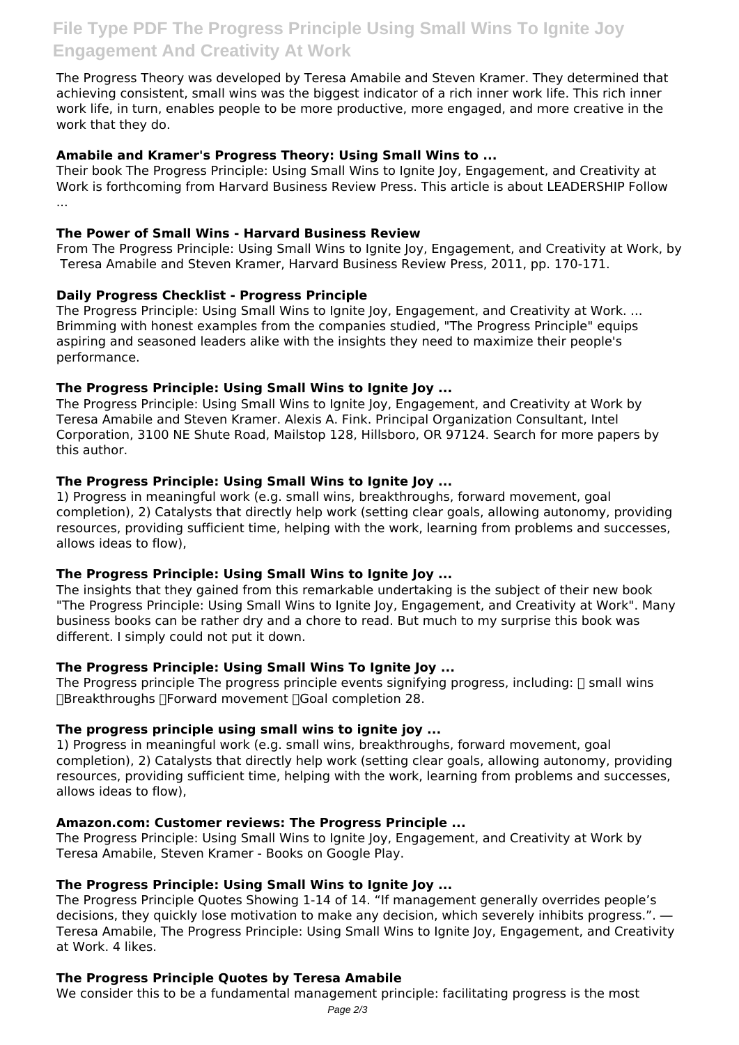The Progress Theory was developed by Teresa Amabile and Steven Kramer. They determined that achieving consistent, small wins was the biggest indicator of a rich inner work life. This rich inner work life, in turn, enables people to be more productive, more engaged, and more creative in the work that they do.

### Amabile and Kramer's Progress Theory: Using Small Wins to ...

Their book The Progress Principle: Using Small Wins to Ignite Joy, Engagement, and Creativity at Work is forthcoming from Harvard Business Review Press. This article is about LEADERSHIP Follow ...

### The Power of Small Wins - Harvard Business Review

From The Progress Principle: Using Small Wins to Ignite Joy, Engagement, and Creativity at Work, by Teresa Amabile and Steven Kramer, Harvard Business Review Press, 2011, pp. 170-171.

### Daily Progress Checklist - Progress Principle

The Progress Principle: Using Small Wins to Ignite Joy, Engagement, and Creativity at Work. ... Brimming with honest examples from the companies studied, "The Progress Principle" equips aspiring and seasoned leaders alike with the insights they need to maximize their people's performance.

### The Progress Principle: Using Small Wins to Ignite Joy ...

The Progress Principle: Using Small Wins to Ignite Joy, Engagement, and Creativity at Work by Teresa Amabile and Steven Kramer. Alexis A. Fink. Principal Organization Consultant, Intel Corporation, 3100 NE Shute Road, Mailstop 128, Hillsboro, OR 97124. Search for more papers by this author.

### The Progress Principle: Using Small Wins to Ignite Joy ...

1) Progress in meaningful work (e.g. small wins, breakthroughs, forward movement, goal completion), 2) Catalysts that directly help work (setting clear goals, allowing autonomy, providing resources, providing sufficient time, helping with the work, learning from problems and successes, allows ideas to flow),

### The Progress Principle: Using Small Wins to Ignite Joy ...

The insights that they gained from this remarkable undertaking is the subject of their new book "The Progress Principle: Using Small Wins to Ignite Joy, Engagement, and Creativity at Work". Many business books can be rather dry and a chore to read. But much to my surprise this book was different. I simply could not put it down.

### The Progress Principle: Using Small Wins To Ignite Joy ...

The Progress principle The progress principle events signifying progress, including:  small wins Breakthroughs Forward movement Goal completion 28.

### The progress principle using small wins to ignite joy ...

1) Progress in meaningful work (e.g. small wins, breakthroughs, forward movement, goal completion), 2) Catalysts that directly help work (setting clear goals, allowing autonomy, providing resources, providing sufficient time, helping with the work, learning from problems and successes, allows ideas to flow),

### Amazon.com: Customer reviews: The Progress Principle ...

The Progress Principle: Using Small Wins to Ignite Joy, Engagement, and Creativity at Work by Teresa Amabile, Steven Kramer - Books on Google Play.

### The Progress Principle: Using Small Wins to Ignite Joy ...

The Progress Principle Quotes Showing 1-14 of 14. "If management generally overrides people's decisions, they quickly lose motivation to make any decision, which severely inhibits progress.". ― Teresa Amabile, The Progress Principle: Using Small Wins to Ignite Joy, Engagement, and Creativity at Work. 4 likes.

### The Progress Principle Quotes by Teresa Amabile

We consider this to be a fundamental management principle: facilitating progress is the most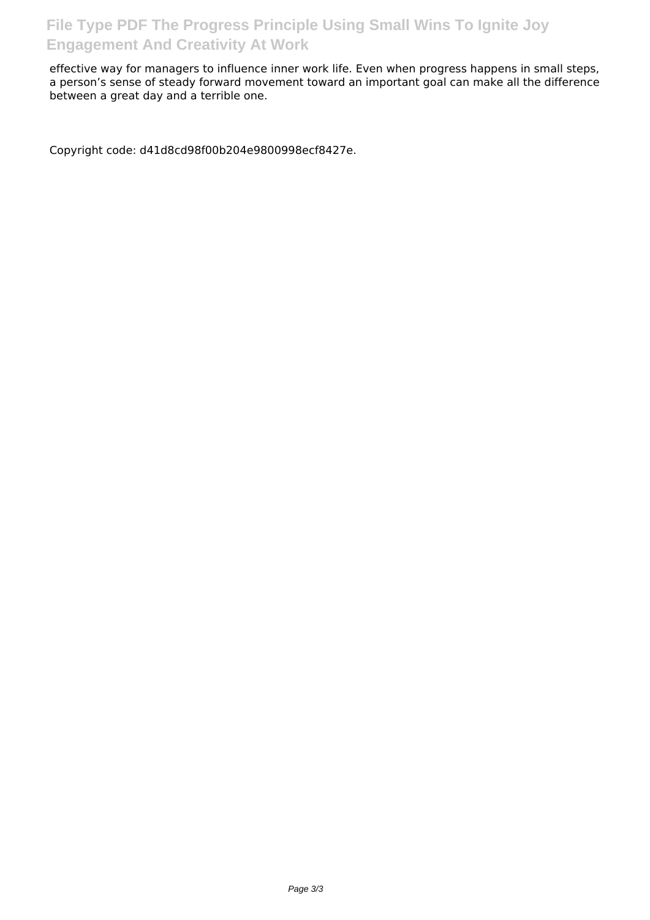effective way for managers to influence inner work life. Even when progress happens in small steps, a person's sense of steady forward movement toward an important goal can make all the difference between a great day and a terrible one.

Copyright code: d41d8cd98f00b204e9800998ecf8427e.